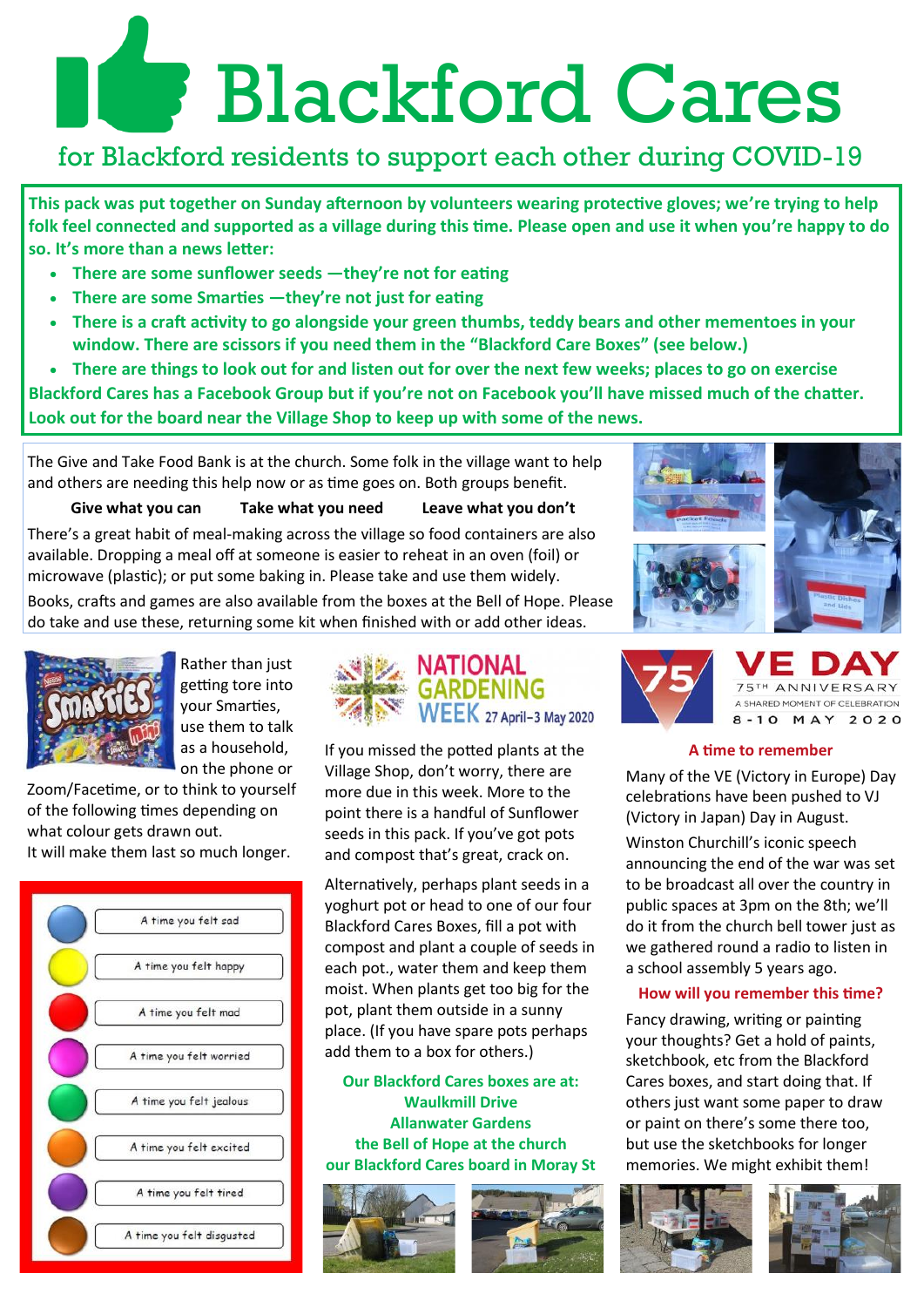# Blackford Cares

for Blackford residents to support each other during COVID-19

**This pack was put together on Sunday afternoon by volunteers wearing protective gloves; we're trying to help folk feel connected and supported as a village during this time. Please open and use it when you're happy to do so. It's more than a news letter:**

- **There are some sunflower seeds —they're not for eating**
- **There are some Smarties —they're not just for eating**
- **There is a craft activity to go alongside your green thumbs, teddy bears and other mementoes in your window. There are scissors if you need them in the "Blackford Care Boxes" (see below.)**
- **There are things to look out for and listen out for over the next few weeks; places to go on exercise**

**Blackford Cares has a Facebook Group but if you're not on Facebook you'll have missed much of the chatter. Look out for the board near the Village Shop to keep up with some of the news.**

The Give and Take Food Bank is at the church. Some folk in the village want to help and others are needing this help now or as time goes on. Both groups benefit.

**Give what you can     Take what you need     Leave what you don't**

There's a great habit of meal-making across the village so food containers are also available. Dropping a meal off at someone is easier to reheat in an oven (foil) or microwave (plastic); or put some baking in. Please take and use them widely.

Books, crafts and games are also available from the boxes at the Bell of Hope. Please do take and use these, returning some kit when finished with or add other ideas.

Rather than just getting tore into your Smarties, use them to talk as a household, on the phone or Zoom/Facetime, or to think to yourself of the following times depending on what colour gets drawn out.
It will make them last so much longer.

| Colour | |
|---|---|
| Blue | A time you felt sad |
| Yellow | A time you felt happy |
| Red | A time you felt mad |
| Pink | A time you felt worried |
| Green | A time you felt jealous |
| Orange | A time you felt excited |
| Purple | A time you felt tired |
| Brown | A time you felt disgusted |

## NATIONAL GARDENING WEEK 27 April–3 May 2020

If you missed the potted plants at the Village Shop, don't worry, there are more due in this week. More to the point there is a handful of Sunflower seeds in this pack. If you've got pots and compost that's great, crack on.

Alternatively, perhaps plant seeds in a yoghurt pot or head to one of our four Blackford Cares Boxes, fill a pot with compost and plant a couple of seeds in each pot., water them and keep them moist. When plants get too big for the pot, plant them outside in a sunny place. (If you have spare pots perhaps add them to a box for others.)

**Our Blackford Cares boxes are at:**
**Waulkmill Drive**
**Allanwater Gardens**
**the Bell of Hope at the church**
**our Blackford Cares board in Moray St**

## 75 VE DAY

75TH ANNIVERSARY
A SHARED MOMENT OF CELEBRATION
8-10 MAY 2020

### A time to remember

Many of the VE (Victory in Europe) Day celebrations have been pushed to VJ (Victory in Japan) Day in August.

Winston Churchill's iconic speech announcing the end of the war was set to be broadcast all over the country in public spaces at 3pm on the 8th; we'll do it from the church bell tower just as we gathered round a radio to listen in a school assembly 5 years ago.

### How will you remember this time?

Fancy drawing, writing or painting your thoughts? Get a hold of paints, sketchbook, etc from the Blackford Cares boxes, and start doing that. If others just want some paper to draw or paint on there's some there too, but use the sketchbooks for longer memories. We might exhibit them!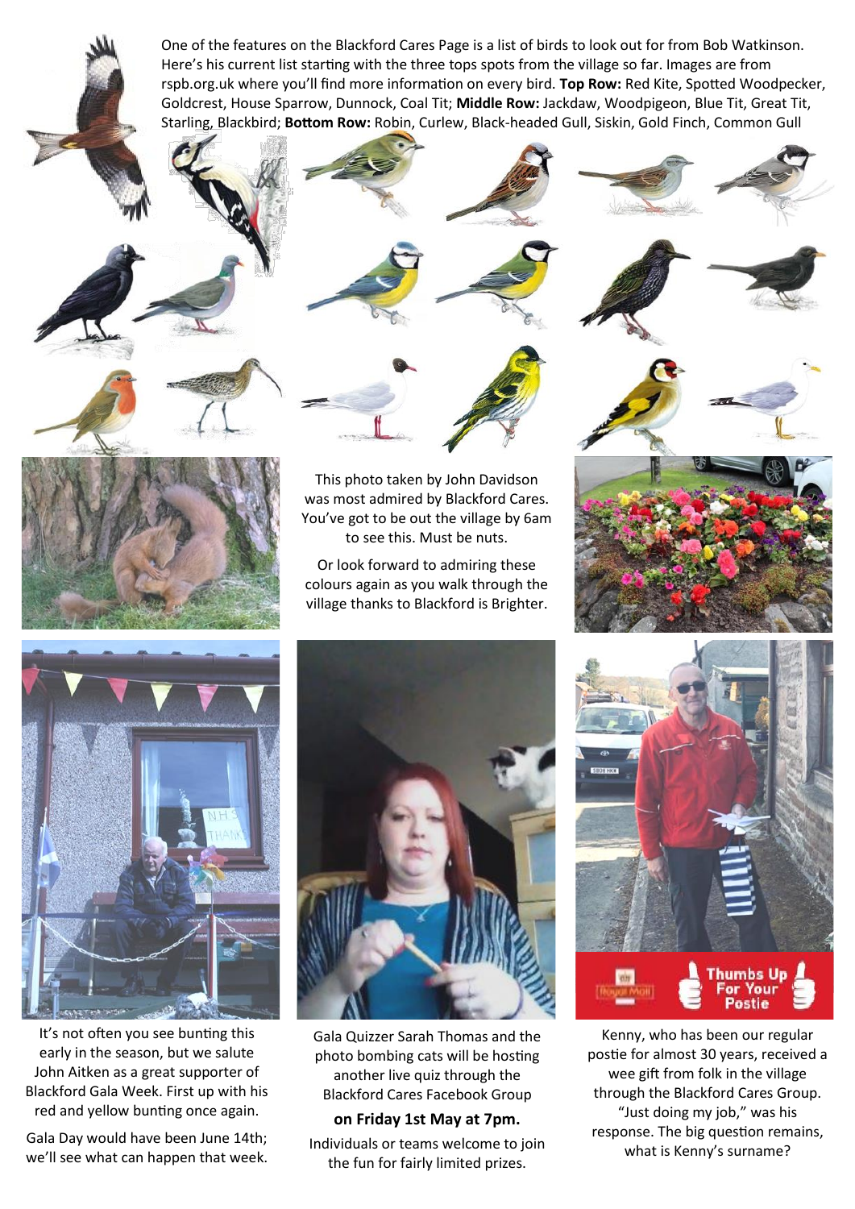One of the features on the Blackford Cares Page is a list of birds to look out for from Bob Watkinson. Here's his current list starting with the three tops spots from the village so far. Images are from rspb.org.uk where you'll find more information on every bird. **Top Row:** Red Kite, Spotted Woodpecker, Goldcrest, House Sparrow, Dunnock, Coal Tit; **Middle Row:** Jackdaw, Woodpigeon, Blue Tit, Great Tit, Starling, Blackbird; **Bottom Row:** Robin, Curlew, Black-headed Gull, Siskin, Gold Finch, Common Gull

This photo taken by John Davidson was most admired by Blackford Cares. You've got to be out the village by 6am to see this. Must be nuts.

Or look forward to admiring these colours again as you walk through the village thanks to Blackford is Brighter.

It's not often you see bunting this early in the season, but we salute John Aitken as a great supporter of Blackford Gala Week. First up with his red and yellow bunting once again.

Gala Day would have been June 14th; we'll see what can happen that week.

Gala Quizzer Sarah Thomas and the photo bombing cats will be hosting another live quiz through the Blackford Cares Facebook Group

**on Friday 1st May at 7pm.**

Individuals or teams welcome to join the fun for fairly limited prizes.

Kenny, who has been our regular postie for almost 30 years, received a wee gift from folk in the village through the Blackford Cares Group. "Just doing my job," was his response. The big question remains, what is Kenny's surname?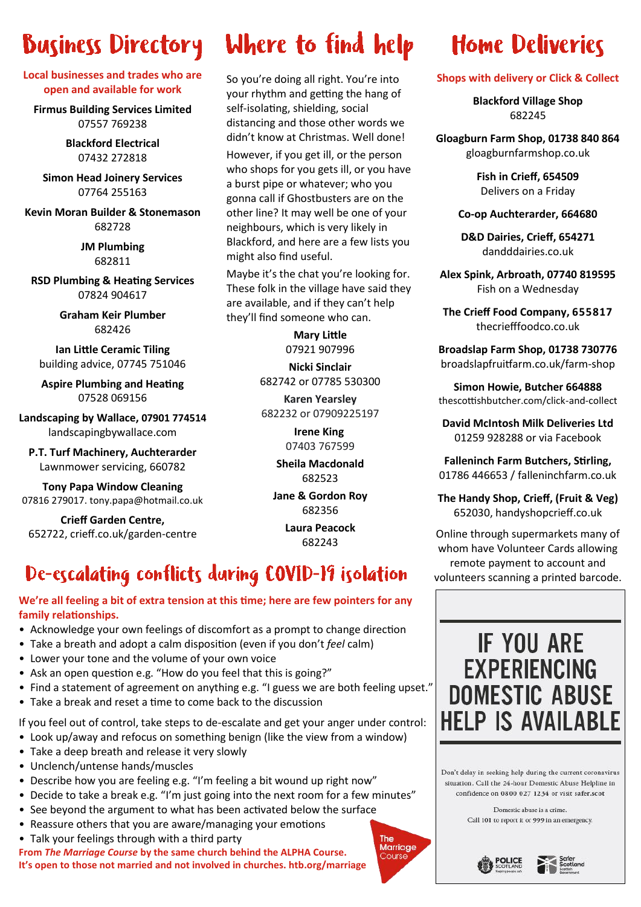# Business Directory

**Local businesses and trades who are open and available for work**

**Firmus Building Services Limited**
07557 769238

**Blackford Electrical**
07432 272818

**Simon Head Joinery Services**
07764 255163

**Kevin Moran Builder & Stonemason**
682728

**JM Plumbing**
682811

**RSD Plumbing & Heating Services**
07824 904617

**Graham Keir Plumber**
682426

**Ian Little Ceramic Tiling**
building advice, 07745 751046

**Aspire Plumbing and Heating**
07528 069156

**Landscaping by Wallace, 07901 774514**
landscapingbywallace.com

**P.T. Turf Machinery, Auchterarder**
Lawnmower servicing, 660782

**Tony Papa Window Cleaning**
07816 279017. tony.papa@hotmail.co.uk

**Crieff Garden Centre,**
652722, crieff.co.uk/garden-centre

# Where to find help

So you're doing all right. You're into your rhythm and getting the hang of self-isolating, shielding, social distancing and those other words we didn't know at Christmas. Well done!

However, if you get ill, or the person who shops for you gets ill, or you have a burst pipe or whatever; who you gonna call if Ghostbusters are on the other line? It may well be one of your neighbours, which is very likely in Blackford, and here are a few lists you might also find useful.

Maybe it's the chat you're looking for. These folk in the village have said they are available, and if they can't help they'll find someone who can.

**Mary Little**
07921 907996

**Nicki Sinclair**
682742 or 07785 530300

**Karen Yearsley**
682232 or 07909225197

**Irene King**
07403 767599

**Sheila Macdonald**
682523

**Jane & Gordon Roy**
682356

**Laura Peacock**
682243

# Home Deliveries

**Shops with delivery or Click & Collect**

**Blackford Village Shop**
682245

**Gloagburn Farm Shop, 01738 840 864**
gloagburnfarmshop.co.uk

**Fish in Crieff, 654509**
Delivers on a Friday

**Co-op Auchterarder, 664680**

**D&D Dairies, Crieff, 654271**
dandddairies.co.uk

**Alex Spink, Arbroath, 07740 819595**
Fish on a Wednesday

**The Crieff Food Company, 655817**
thecriefffoodco.co.uk

**Broadslap Farm Shop, 01738 730776**
broadslapfruitfarm.co.uk/farm-shop

**Simon Howie, Butcher 664888**
thescottishbutcher.com/click-and-collect

**David McIntosh Milk Deliveries Ltd**
01259 928288 or via Facebook

**Falleninch Farm Butchers, Stirling,**
01786 446653 / falleninchfarm.co.uk

**The Handy Shop, Crieff, (Fruit & Veg)**
652030, handyshopcrieff.co.uk

Online through supermarkets many of whom have Volunteer Cards allowing remote payment to account and volunteers scanning a printed barcode.

# De-escalating conflicts during COVID-19 isolation

**We're all feeling a bit of extra tension at this time; here are few pointers for any family relationships.**

- Acknowledge your own feelings of discomfort as a prompt to change direction
- Take a breath and adopt a calm disposition (even if you don't *feel* calm)
- Lower your tone and the volume of your own voice
- Ask an open question e.g. "How do you feel that this is going?"
- Find a statement of agreement on anything e.g. "I guess we are both feeling upset."
- Take a break and reset a time to come back to the discussion

If you feel out of control, take steps to de-escalate and get your anger under control:

- Look up/away and refocus on something benign (like the view from a window)
- Take a deep breath and release it very slowly
- Unclench/untense hands/muscles
- Describe how you are feeling e.g. "I'm feeling a bit wound up right now"
- Decide to take a break e.g. "I'm just going into the next room for a few minutes"
- See beyond the argument to what has been activated below the surface
- Reassure others that you are aware/managing your emotions
- Talk your feelings through with a third party

**From *The Marriage Course* by the same church behind the ALPHA Course. It's open to those not married and not involved in churches. htb.org/marriage**

The Marriage Course

# IF YOU ARE EXPERIENCING DOMESTIC ABUSE HELP IS AVAILABLE

Don't delay in seeking help during the current coronavirus situation. Call the 24-hour Domestic Abuse Helpline in confidence on 0800 027 1234 or visit safer.scot

Domestic abuse is a crime.
Call 101 to report it or 999 in an emergency.

POLICE SCOTLAND — Safer Scotland, Scottish Government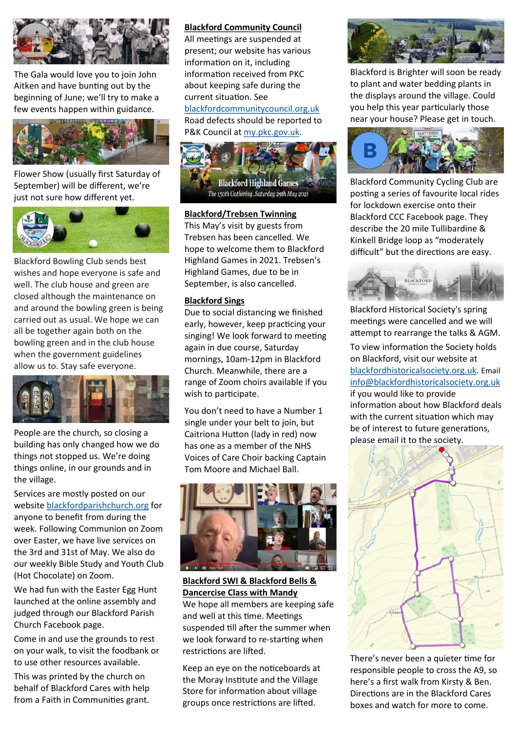The Gala would love you to join John Aitken and have bunting out by the beginning of June; we'll try to make a few events happen within guidance.

Flower Show (usually first Saturday of September) will be different, we're just not sure how different yet.

Blackford Bowling Club sends best wishes and hope everyone is safe and well. The club house and green are closed although the maintenance on and around the bowling green is being carried out as usual. We hope we can all be together again both on the bowling green and in the club house when the government guidelines allow us to. Stay safe everyone.

People are the church, so closing a building has only changed how we do things not stopped us. We're doing things online, in our grounds and in the village.

Services are mostly posted on our website blackfordparishchurch.org for anyone to benefit from during the week. Following Communion on Zoom over Easter, we have live services on the 3rd and 31st of May. We also do our weekly Bible Study and Youth Club (Hot Chocolate) on Zoom.

We had fun with the Easter Egg Hunt launched at the online assembly and judged through our Blackford Parish Church Facebook page.

Come in and use the grounds to rest on your walk, to visit the foodbank or to use other resources available.

This was printed by the church on behalf of Blackford Cares with help from a Faith in Communities grant.

**Blackford Community Council**

All meetings are suspended at present; our website has various information on it, including information received from PKC about keeping safe during the current situation. See blackfordcommunitycouncil.org.uk Road defects should be reported to P&K Council at my.pkc.gov.uk.

Blackford Highland Games
The 150th Gathering, Saturday 29th May 2021

**Blackford/Trebsen Twinning**

This May's visit by guests from Trebsen has been cancelled. We hope to welcome them to Blackford Highland Games in 2021. Trebsen's Highland Games, due to be in September, is also cancelled.

**Blackford Sings**

Due to social distancing we finished early, however, keep practicing your singing! We look forward to meeting again in due course, Saturday mornings, 10am-12pm in Blackford Church. Meanwhile, there are a range of Zoom choirs available if you wish to participate.

You don't need to have a Number 1 single under your belt to join, but Caitriona Hutton (lady in red) now has one as a member of the NHS Voices of Care Choir backing Captain Tom Moore and Michael Ball.

**Blackford SWI & Blackford Bells & Dancercise Class with Mandy**

We hope all members are keeping safe and well at this time. Meetings suspended till after the summer when we look forward to re-starting when restrictions are lifted.

Keep an eye on the noticeboards at the Moray Institute and the Village Store for information about village groups once restrictions are lifted.

Blackford is Brighter will soon be ready to plant and water bedding plants in the displays around the village. Could you help this year particularly those near your house? Please get in touch.

Blackford Community Cycling Club are posting a series of favourite local rides for lockdown exercise onto their Blackford CCC Facebook page. They describe the 20 mile Tullibardine & Kinkell Bridge loop as "moderately difficult" but the directions are easy.

Blackford Historical Society's spring meetings were cancelled and we will attempt to rearrange the talks & AGM.

To view information the Society holds on Blackford, visit our website at blackfordhistoricalsociety.org.uk. Email info@blackfordhistoricalsociety.org.uk if you would like to provide information about how Blackford deals with the current situation which may be of interest to future generations, please email it to the society.

There's never been a quieter time for responsible people to cross the A9, so here's a first walk from Kirsty & Ben. Directions are in the Blackford Cares boxes and watch for more to come.